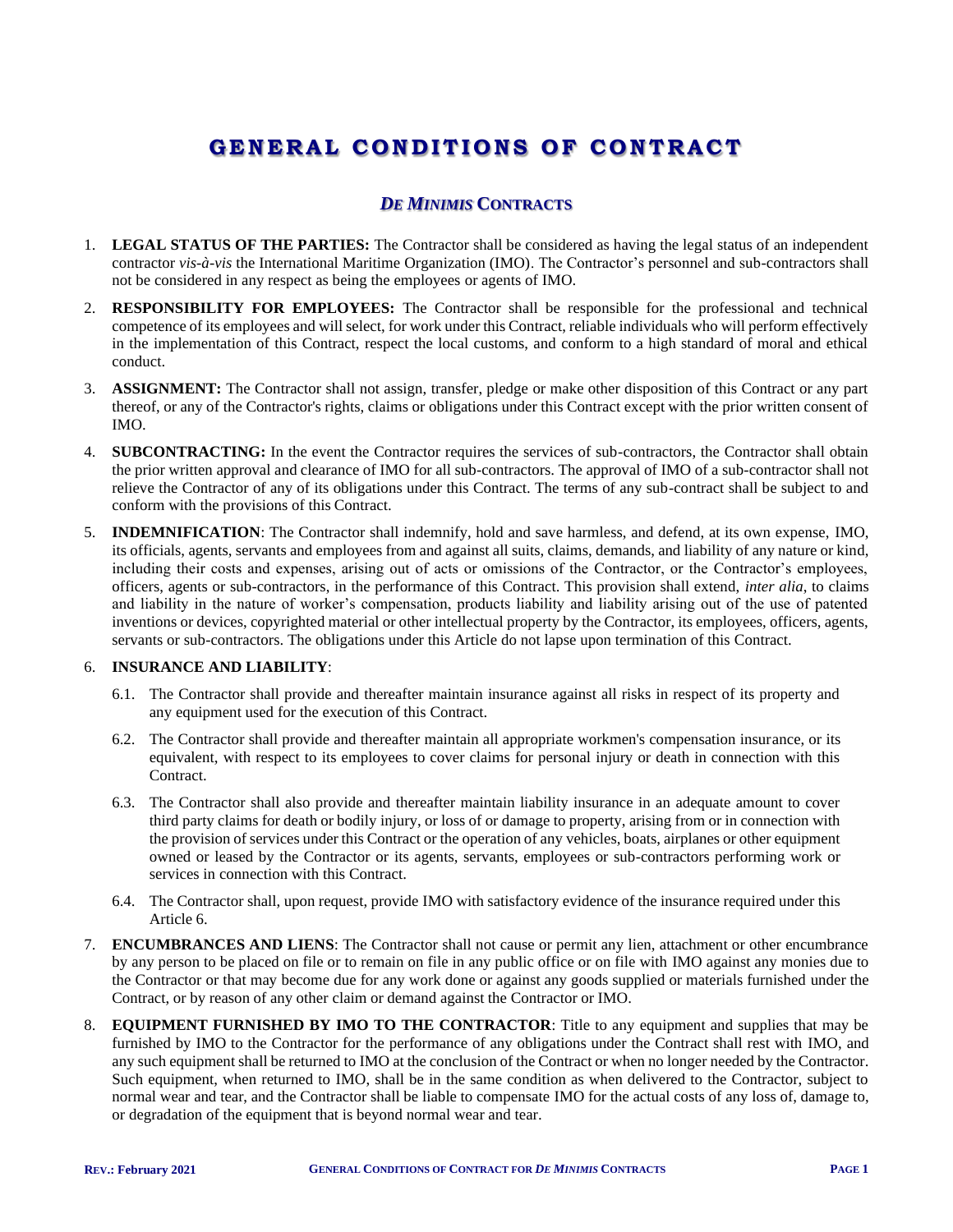# GENERAL CONDITIONS OF CONTRACT

## *DE MINIMIS* CONTRACTS

1. **LEGAL STATUS OF THE PARTIES:** The Contractor shall be considered as having the legal status of an independent contractor *vis-à-vis* the International Maritime Organization (IMO). The Contractor's personnel and sub-contractors shall not be considered in any respect as being the employees or agents of IMO.

2. **RESPONSIBILITY FOR EMPLOYEES:** The Contractor shall be responsible for the professional and technical competence of its employees and will select, for work under this Contract, reliable individuals who will perform effectively in the implementation of this Contract, respect the local customs, and conform to a high standard of moral and ethical conduct.

3. **ASSIGNMENT:** The Contractor shall not assign, transfer, pledge or make other disposition of this Contract or any part thereof, or any of the Contractor's rights, claims or obligations under this Contract except with the prior written consent of IMO.

4. **SUBCONTRACTING:** In the event the Contractor requires the services of sub-contractors, the Contractor shall obtain the prior written approval and clearance of IMO for all sub-contractors. The approval of IMO of a sub-contractor shall not relieve the Contractor of any of its obligations under this Contract. The terms of any sub-contract shall be subject to and conform with the provisions of this Contract.

5. **INDEMNIFICATION**: The Contractor shall indemnify, hold and save harmless, and defend, at its own expense, IMO, its officials, agents, servants and employees from and against all suits, claims, demands, and liability of any nature or kind, including their costs and expenses, arising out of acts or omissions of the Contractor, or the Contractor's employees, officers, agents or sub-contractors, in the performance of this Contract. This provision shall extend, *inter alia*, to claims and liability in the nature of worker's compensation, products liability and liability arising out of the use of patented inventions or devices, copyrighted material or other intellectual property by the Contractor, its employees, officers, agents, servants or sub-contractors. The obligations under this Article do not lapse upon termination of this Contract.

6. **INSURANCE AND LIABILITY**:

   6.1. The Contractor shall provide and thereafter maintain insurance against all risks in respect of its property and any equipment used for the execution of this Contract.

   6.2. The Contractor shall provide and thereafter maintain all appropriate workmen's compensation insurance, or its equivalent, with respect to its employees to cover claims for personal injury or death in connection with this Contract.

   6.3. The Contractor shall also provide and thereafter maintain liability insurance in an adequate amount to cover third party claims for death or bodily injury, or loss of or damage to property, arising from or in connection with the provision of services under this Contract or the operation of any vehicles, boats, airplanes or other equipment owned or leased by the Contractor or its agents, servants, employees or sub-contractors performing work or services in connection with this Contract.

   6.4. The Contractor shall, upon request, provide IMO with satisfactory evidence of the insurance required under this Article 6.

7. **ENCUMBRANCES AND LIENS**: The Contractor shall not cause or permit any lien, attachment or other encumbrance by any person to be placed on file or to remain on file in any public office or on file with IMO against any monies due to the Contractor or that may become due for any work done or against any goods supplied or materials furnished under the Contract, or by reason of any other claim or demand against the Contractor or IMO.

8. **EQUIPMENT FURNISHED BY IMO TO THE CONTRACTOR**: Title to any equipment and supplies that may be furnished by IMO to the Contractor for the performance of any obligations under the Contract shall rest with IMO, and any such equipment shall be returned to IMO at the conclusion of the Contract or when no longer needed by the Contractor. Such equipment, when returned to IMO, shall be in the same condition as when delivered to the Contractor, subject to normal wear and tear, and the Contractor shall be liable to compensate IMO for the actual costs of any loss of, damage to, or degradation of the equipment that is beyond normal wear and tear.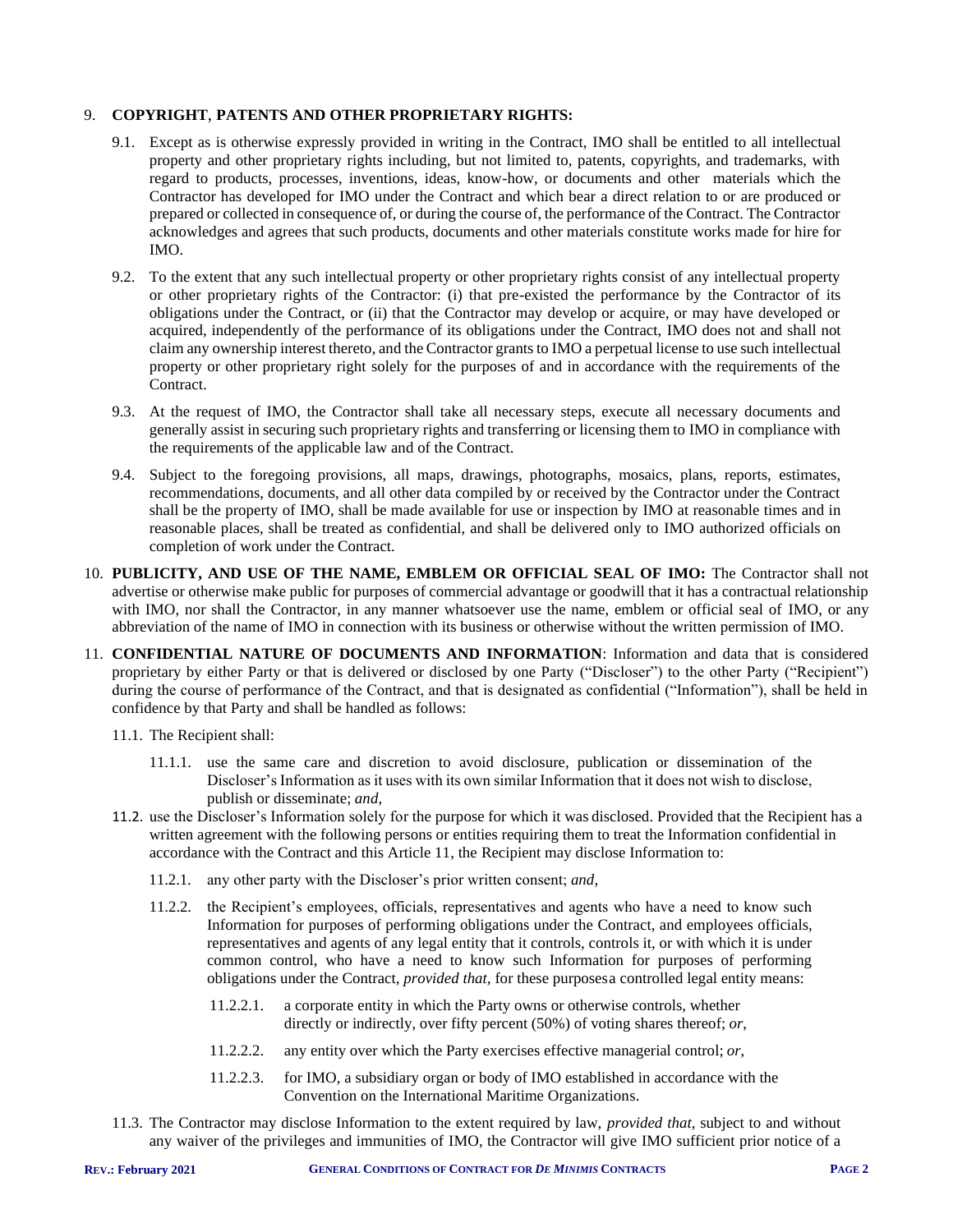9. **COPYRIGHT, PATENTS AND OTHER PROPRIETARY RIGHTS:**

   9.1. Except as is otherwise expressly provided in writing in the Contract, IMO shall be entitled to all intellectual property and other proprietary rights including, but not limited to, patents, copyrights, and trademarks, with regard to products, processes, inventions, ideas, know-how, or documents and other materials which the Contractor has developed for IMO under the Contract and which bear a direct relation to or are produced or prepared or collected in consequence of, or during the course of, the performance of the Contract. The Contractor acknowledges and agrees that such products, documents and other materials constitute works made for hire for IMO.

   9.2. To the extent that any such intellectual property or other proprietary rights consist of any intellectual property or other proprietary rights of the Contractor: (i) that pre-existed the performance by the Contractor of its obligations under the Contract, or (ii) that the Contractor may develop or acquire, or may have developed or acquired, independently of the performance of its obligations under the Contract, IMO does not and shall not claim any ownership interest thereto, and the Contractor grants to IMO a perpetual license to use such intellectual property or other proprietary right solely for the purposes of and in accordance with the requirements of the Contract.

   9.3. At the request of IMO, the Contractor shall take all necessary steps, execute all necessary documents and generally assist in securing such proprietary rights and transferring or licensing them to IMO in compliance with the requirements of the applicable law and of the Contract.

   9.4. Subject to the foregoing provisions, all maps, drawings, photographs, mosaics, plans, reports, estimates, recommendations, documents, and all other data compiled by or received by the Contractor under the Contract shall be the property of IMO, shall be made available for use or inspection by IMO at reasonable times and in reasonable places, shall be treated as confidential, and shall be delivered only to IMO authorized officials on completion of work under the Contract.

10. **PUBLICITY, AND USE OF THE NAME, EMBLEM OR OFFICIAL SEAL OF IMO:** The Contractor shall not advertise or otherwise make public for purposes of commercial advantage or goodwill that it has a contractual relationship with IMO, nor shall the Contractor, in any manner whatsoever use the name, emblem or official seal of IMO, or any abbreviation of the name of IMO in connection with its business or otherwise without the written permission of IMO.

11. **CONFIDENTIAL NATURE OF DOCUMENTS AND INFORMATION**: Information and data that is considered proprietary by either Party or that is delivered or disclosed by one Party ("Discloser") to the other Party ("Recipient") during the course of performance of the Contract, and that is designated as confidential ("Information"), shall be held in confidence by that Party and shall be handled as follows:

   11.1. The Recipient shall:

      11.1.1. use the same care and discretion to avoid disclosure, publication or dissemination of the Discloser's Information as it uses with its own similar Information that it does not wish to disclose, publish or disseminate; *and*,

   11.2. use the Discloser's Information solely for the purpose for which it was disclosed. Provided that the Recipient has a written agreement with the following persons or entities requiring them to treat the Information confidential in accordance with the Contract and this Article 11, the Recipient may disclose Information to:

      11.2.1. any other party with the Discloser's prior written consent; *and*,

      11.2.2. the Recipient's employees, officials, representatives and agents who have a need to know such Information for purposes of performing obligations under the Contract, and employees officials, representatives and agents of any legal entity that it controls, controls it, or with which it is under common control, who have a need to know such Information for purposes of performing obligations under the Contract, *provided that*, for these purposes a controlled legal entity means:

         11.2.2.1. a corporate entity in which the Party owns or otherwise controls, whether directly or indirectly, over fifty percent (50%) of voting shares thereof; *or*,

         11.2.2.2. any entity over which the Party exercises effective managerial control; *or*,

         11.2.2.3. for IMO, a subsidiary organ or body of IMO established in accordance with the Convention on the International Maritime Organizations.

   11.3. The Contractor may disclose Information to the extent required by law, *provided that*, subject to and without any waiver of the privileges and immunities of IMO, the Contractor will give IMO sufficient prior notice of a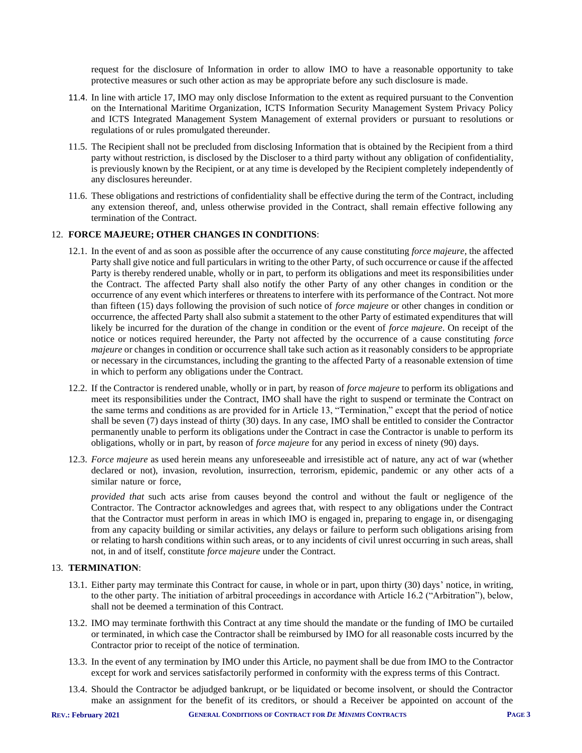request for the disclosure of Information in order to allow IMO to have a reasonable opportunity to take protective measures or such other action as may be appropriate before any such disclosure is made.

11.4. In line with article 17, IMO may only disclose Information to the extent as required pursuant to the Convention on the International Maritime Organization, ICTS Information Security Management System Privacy Policy and ICTS Integrated Management System Management of external providers or pursuant to resolutions or regulations of or rules promulgated thereunder.

11.5. The Recipient shall not be precluded from disclosing Information that is obtained by the Recipient from a third party without restriction, is disclosed by the Discloser to a third party without any obligation of confidentiality, is previously known by the Recipient, or at any time is developed by the Recipient completely independently of any disclosures hereunder.

11.6. These obligations and restrictions of confidentiality shall be effective during the term of the Contract, including any extension thereof, and, unless otherwise provided in the Contract, shall remain effective following any termination of the Contract.

12. **FORCE MAJEURE; OTHER CHANGES IN CONDITIONS**:

12.1. In the event of and as soon as possible after the occurrence of any cause constituting *force majeure*, the affected Party shall give notice and full particulars in writing to the other Party, of such occurrence or cause if the affected Party is thereby rendered unable, wholly or in part, to perform its obligations and meet its responsibilities under the Contract. The affected Party shall also notify the other Party of any other changes in condition or the occurrence of any event which interferes or threatens to interfere with its performance of the Contract. Not more than fifteen (15) days following the provision of such notice of *force majeure* or other changes in condition or occurrence, the affected Party shall also submit a statement to the other Party of estimated expenditures that will likely be incurred for the duration of the change in condition or the event of *force majeure*. On receipt of the notice or notices required hereunder, the Party not affected by the occurrence of a cause constituting *force majeure* or changes in condition or occurrence shall take such action as it reasonably considers to be appropriate or necessary in the circumstances, including the granting to the affected Party of a reasonable extension of time in which to perform any obligations under the Contract.

12.2. If the Contractor is rendered unable, wholly or in part, by reason of *force majeure* to perform its obligations and meet its responsibilities under the Contract, IMO shall have the right to suspend or terminate the Contract on the same terms and conditions as are provided for in Article 13, "Termination," except that the period of notice shall be seven (7) days instead of thirty (30) days. In any case, IMO shall be entitled to consider the Contractor permanently unable to perform its obligations under the Contract in case the Contractor is unable to perform its obligations, wholly or in part, by reason of *force majeure* for any period in excess of ninety (90) days.

12.3. *Force majeure* as used herein means any unforeseeable and irresistible act of nature, any act of war (whether declared or not), invasion, revolution, insurrection, terrorism, epidemic, pandemic or any other acts of a similar nature or force,

*provided that* such acts arise from causes beyond the control and without the fault or negligence of the Contractor. The Contractor acknowledges and agrees that, with respect to any obligations under the Contract that the Contractor must perform in areas in which IMO is engaged in, preparing to engage in, or disengaging from any capacity building or similar activities, any delays or failure to perform such obligations arising from or relating to harsh conditions within such areas, or to any incidents of civil unrest occurring in such areas, shall not, in and of itself, constitute *force majeure* under the Contract.

13. **TERMINATION**:

13.1. Either party may terminate this Contract for cause, in whole or in part, upon thirty (30) days' notice, in writing, to the other party. The initiation of arbitral proceedings in accordance with Article 16.2 ("Arbitration"), below, shall not be deemed a termination of this Contract.

13.2. IMO may terminate forthwith this Contract at any time should the mandate or the funding of IMO be curtailed or terminated, in which case the Contractor shall be reimbursed by IMO for all reasonable costs incurred by the Contractor prior to receipt of the notice of termination.

13.3. In the event of any termination by IMO under this Article, no payment shall be due from IMO to the Contractor except for work and services satisfactorily performed in conformity with the express terms of this Contract.

13.4. Should the Contractor be adjudged bankrupt, or be liquidated or become insolvent, or should the Contractor make an assignment for the benefit of its creditors, or should a Receiver be appointed on account of the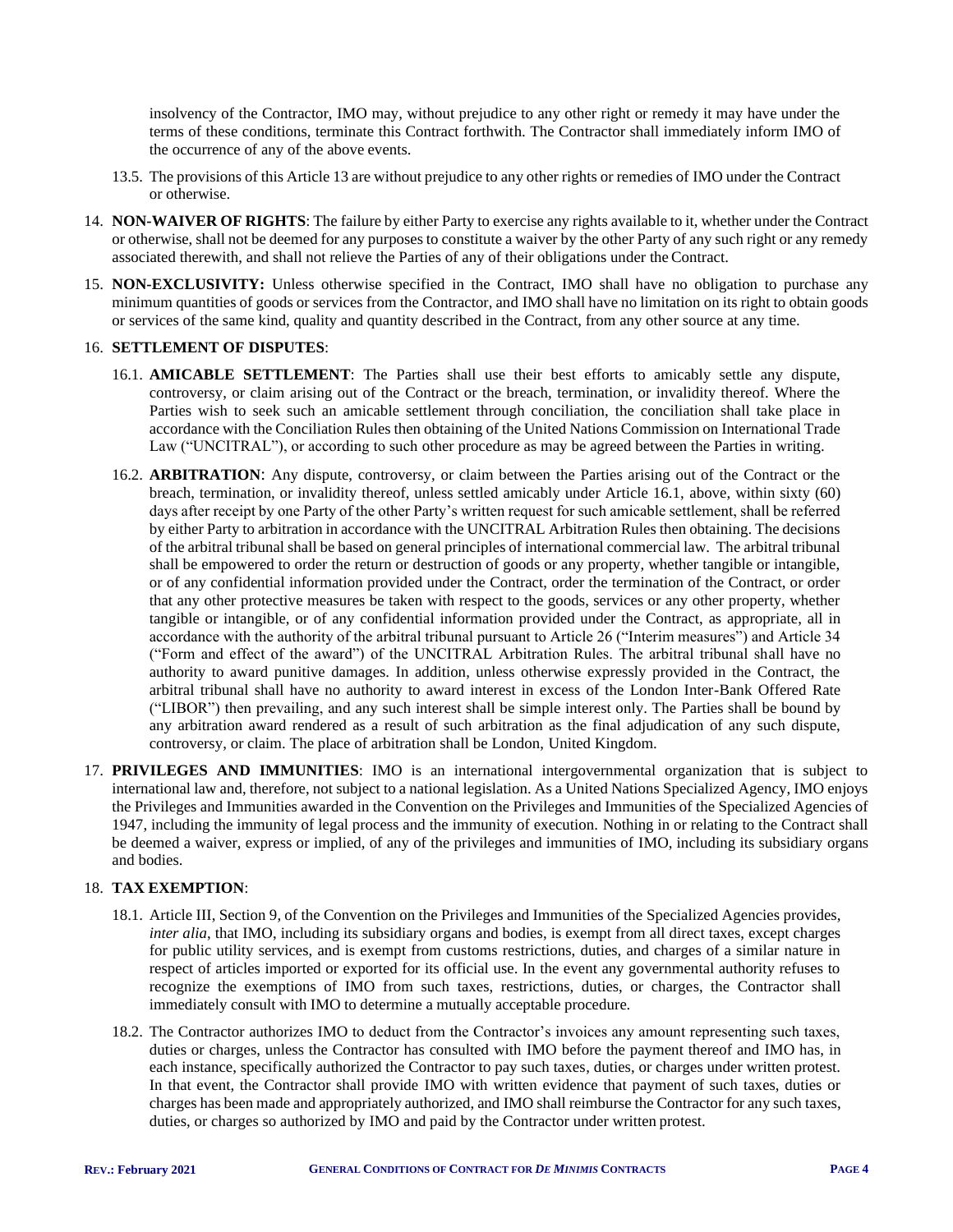insolvency of the Contractor, IMO may, without prejudice to any other right or remedy it may have under the terms of these conditions, terminate this Contract forthwith. The Contractor shall immediately inform IMO of the occurrence of any of the above events.

13.5. The provisions of this Article 13 are without prejudice to any other rights or remedies of IMO under the Contract or otherwise.

14. **NON-WAIVER OF RIGHTS**: The failure by either Party to exercise any rights available to it, whether under the Contract or otherwise, shall not be deemed for any purposes to constitute a waiver by the other Party of any such right or any remedy associated therewith, and shall not relieve the Parties of any of their obligations under the Contract.

15. **NON-EXCLUSIVITY:** Unless otherwise specified in the Contract, IMO shall have no obligation to purchase any minimum quantities of goods or services from the Contractor, and IMO shall have no limitation on its right to obtain goods or services of the same kind, quality and quantity described in the Contract, from any other source at any time.

16. **SETTLEMENT OF DISPUTES**:

16.1. **AMICABLE SETTLEMENT**: The Parties shall use their best efforts to amicably settle any dispute, controversy, or claim arising out of the Contract or the breach, termination, or invalidity thereof. Where the Parties wish to seek such an amicable settlement through conciliation, the conciliation shall take place in accordance with the Conciliation Rules then obtaining of the United Nations Commission on International Trade Law ("UNCITRAL"), or according to such other procedure as may be agreed between the Parties in writing.

16.2. **ARBITRATION**: Any dispute, controversy, or claim between the Parties arising out of the Contract or the breach, termination, or invalidity thereof, unless settled amicably under Article 16.1, above, within sixty (60) days after receipt by one Party of the other Party's written request for such amicable settlement, shall be referred by either Party to arbitration in accordance with the UNCITRAL Arbitration Rules then obtaining. The decisions of the arbitral tribunal shall be based on general principles of international commercial law. The arbitral tribunal shall be empowered to order the return or destruction of goods or any property, whether tangible or intangible, or of any confidential information provided under the Contract, order the termination of the Contract, or order that any other protective measures be taken with respect to the goods, services or any other property, whether tangible or intangible, or of any confidential information provided under the Contract, as appropriate, all in accordance with the authority of the arbitral tribunal pursuant to Article 26 ("Interim measures") and Article 34 ("Form and effect of the award") of the UNCITRAL Arbitration Rules. The arbitral tribunal shall have no authority to award punitive damages. In addition, unless otherwise expressly provided in the Contract, the arbitral tribunal shall have no authority to award interest in excess of the London Inter-Bank Offered Rate ("LIBOR") then prevailing, and any such interest shall be simple interest only. The Parties shall be bound by any arbitration award rendered as a result of such arbitration as the final adjudication of any such dispute, controversy, or claim. The place of arbitration shall be London, United Kingdom.

17. **PRIVILEGES AND IMMUNITIES**: IMO is an international intergovernmental organization that is subject to international law and, therefore, not subject to a national legislation. As a United Nations Specialized Agency, IMO enjoys the Privileges and Immunities awarded in the Convention on the Privileges and Immunities of the Specialized Agencies of 1947, including the immunity of legal process and the immunity of execution. Nothing in or relating to the Contract shall be deemed a waiver, express or implied, of any of the privileges and immunities of IMO, including its subsidiary organs and bodies.

18. **TAX EXEMPTION**:

18.1. Article III, Section 9, of the Convention on the Privileges and Immunities of the Specialized Agencies provides, *inter alia*, that IMO, including its subsidiary organs and bodies, is exempt from all direct taxes, except charges for public utility services, and is exempt from customs restrictions, duties, and charges of a similar nature in respect of articles imported or exported for its official use. In the event any governmental authority refuses to recognize the exemptions of IMO from such taxes, restrictions, duties, or charges, the Contractor shall immediately consult with IMO to determine a mutually acceptable procedure.

18.2. The Contractor authorizes IMO to deduct from the Contractor's invoices any amount representing such taxes, duties or charges, unless the Contractor has consulted with IMO before the payment thereof and IMO has, in each instance, specifically authorized the Contractor to pay such taxes, duties, or charges under written protest. In that event, the Contractor shall provide IMO with written evidence that payment of such taxes, duties or charges has been made and appropriately authorized, and IMO shall reimburse the Contractor for any such taxes, duties, or charges so authorized by IMO and paid by the Contractor under written protest.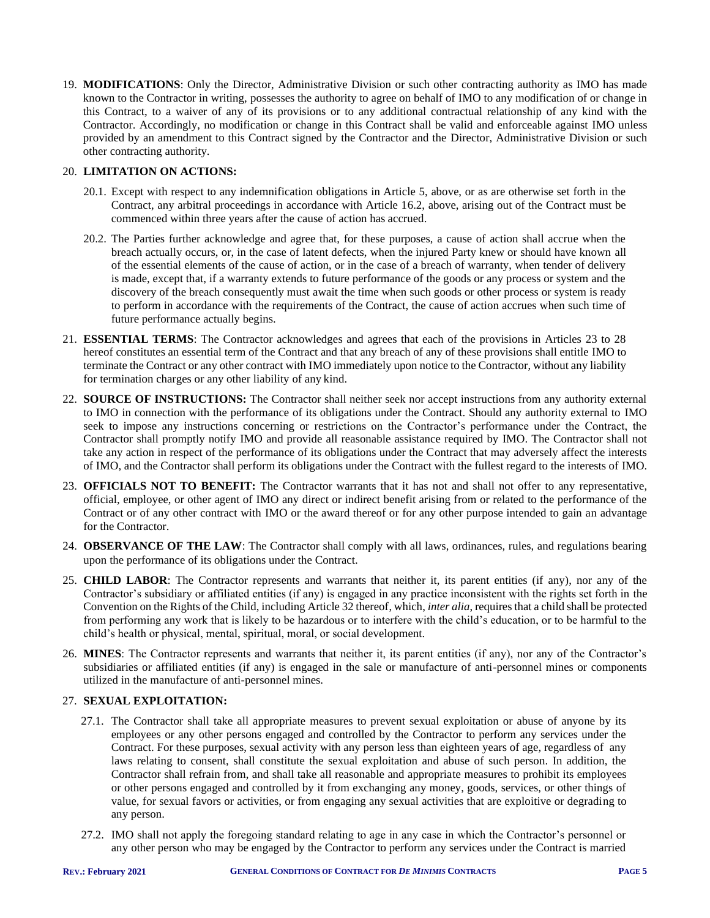19. **MODIFICATIONS**: Only the Director, Administrative Division or such other contracting authority as IMO has made known to the Contractor in writing, possesses the authority to agree on behalf of IMO to any modification of or change in this Contract, to a waiver of any of its provisions or to any additional contractual relationship of any kind with the Contractor. Accordingly, no modification or change in this Contract shall be valid and enforceable against IMO unless provided by an amendment to this Contract signed by the Contractor and the Director, Administrative Division or such other contracting authority.

20. **LIMITATION ON ACTIONS:**

    20.1. Except with respect to any indemnification obligations in Article 5, above, or as are otherwise set forth in the Contract, any arbitral proceedings in accordance with Article 16.2, above, arising out of the Contract must be commenced within three years after the cause of action has accrued.

    20.2. The Parties further acknowledge and agree that, for these purposes, a cause of action shall accrue when the breach actually occurs, or, in the case of latent defects, when the injured Party knew or should have known all of the essential elements of the cause of action, or in the case of a breach of warranty, when tender of delivery is made, except that, if a warranty extends to future performance of the goods or any process or system and the discovery of the breach consequently must await the time when such goods or other process or system is ready to perform in accordance with the requirements of the Contract, the cause of action accrues when such time of future performance actually begins.

21. **ESSENTIAL TERMS**: The Contractor acknowledges and agrees that each of the provisions in Articles 23 to 28 hereof constitutes an essential term of the Contract and that any breach of any of these provisions shall entitle IMO to terminate the Contract or any other contract with IMO immediately upon notice to the Contractor, without any liability for termination charges or any other liability of any kind.

22. **SOURCE OF INSTRUCTIONS:** The Contractor shall neither seek nor accept instructions from any authority external to IMO in connection with the performance of its obligations under the Contract. Should any authority external to IMO seek to impose any instructions concerning or restrictions on the Contractor's performance under the Contract, the Contractor shall promptly notify IMO and provide all reasonable assistance required by IMO. The Contractor shall not take any action in respect of the performance of its obligations under the Contract that may adversely affect the interests of IMO, and the Contractor shall perform its obligations under the Contract with the fullest regard to the interests of IMO.

23. **OFFICIALS NOT TO BENEFIT:** The Contractor warrants that it has not and shall not offer to any representative, official, employee, or other agent of IMO any direct or indirect benefit arising from or related to the performance of the Contract or of any other contract with IMO or the award thereof or for any other purpose intended to gain an advantage for the Contractor.

24. **OBSERVANCE OF THE LAW**: The Contractor shall comply with all laws, ordinances, rules, and regulations bearing upon the performance of its obligations under the Contract.

25. **CHILD LABOR**: The Contractor represents and warrants that neither it, its parent entities (if any), nor any of the Contractor's subsidiary or affiliated entities (if any) is engaged in any practice inconsistent with the rights set forth in the Convention on the Rights of the Child, including Article 32 thereof, which, *inter alia*, requires that a child shall be protected from performing any work that is likely to be hazardous or to interfere with the child's education, or to be harmful to the child's health or physical, mental, spiritual, moral, or social development.

26. **MINES**: The Contractor represents and warrants that neither it, its parent entities (if any), nor any of the Contractor's subsidiaries or affiliated entities (if any) is engaged in the sale or manufacture of anti-personnel mines or components utilized in the manufacture of anti-personnel mines.

27. **SEXUAL EXPLOITATION:**

    27.1. The Contractor shall take all appropriate measures to prevent sexual exploitation or abuse of anyone by its employees or any other persons engaged and controlled by the Contractor to perform any services under the Contract. For these purposes, sexual activity with any person less than eighteen years of age, regardless of any laws relating to consent, shall constitute the sexual exploitation and abuse of such person. In addition, the Contractor shall refrain from, and shall take all reasonable and appropriate measures to prohibit its employees or other persons engaged and controlled by it from exchanging any money, goods, services, or other things of value, for sexual favors or activities, or from engaging any sexual activities that are exploitive or degrading to any person.

    27.2. IMO shall not apply the foregoing standard relating to age in any case in which the Contractor's personnel or any other person who may be engaged by the Contractor to perform any services under the Contract is married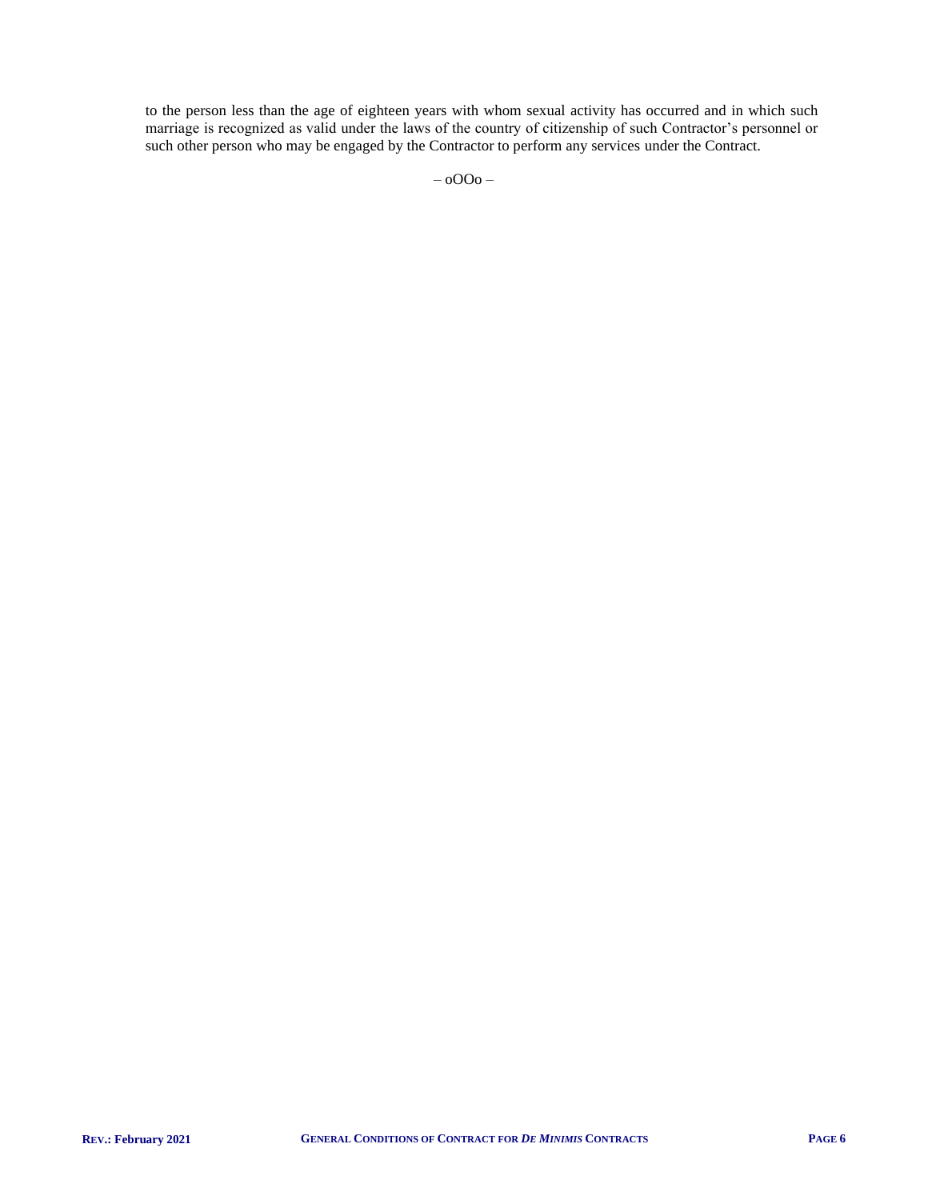to the person less than the age of eighteen years with whom sexual activity has occurred and in which such marriage is recognized as valid under the laws of the country of citizenship of such Contractor's personnel or such other person who may be engaged by the Contractor to perform any services under the Contract.

– oOOo –